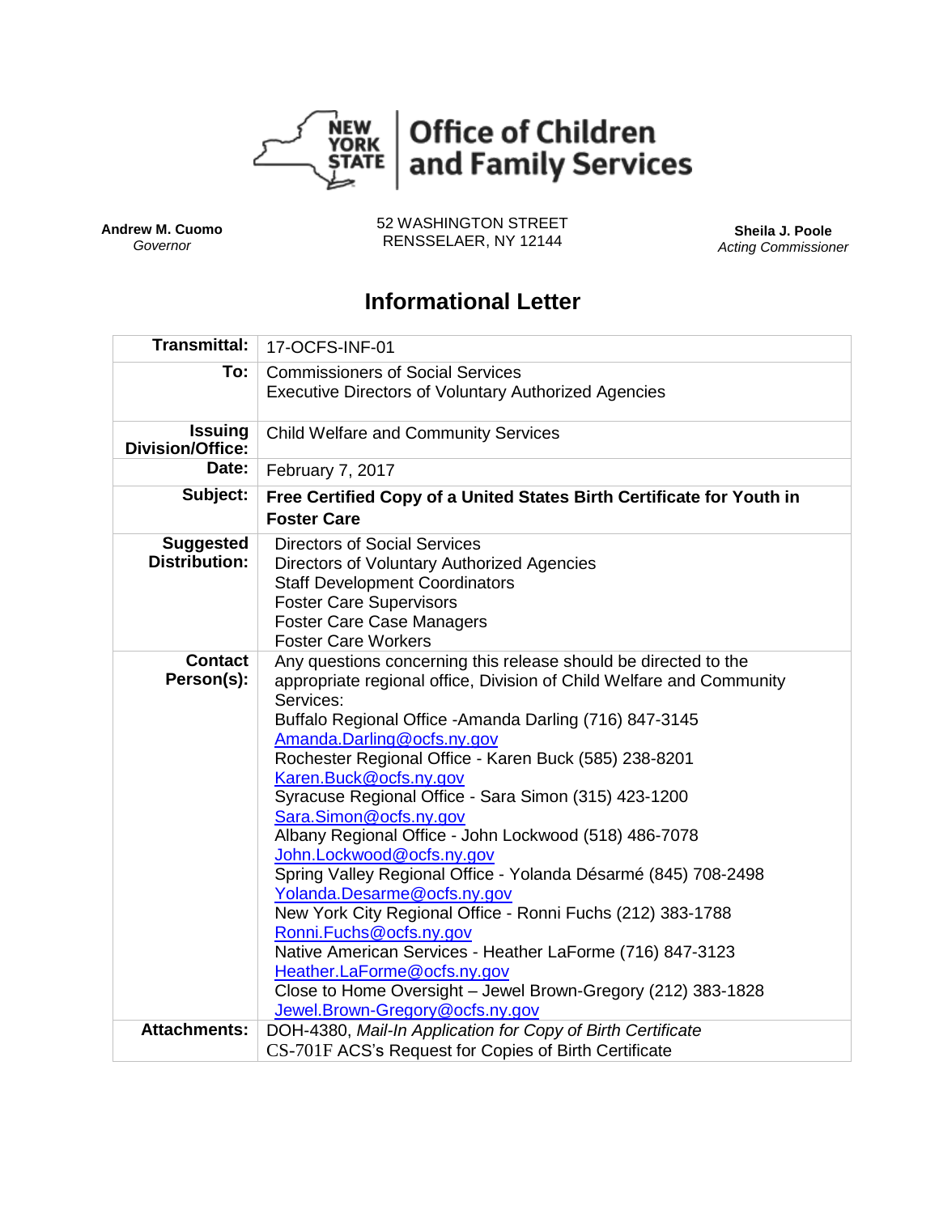**NEW YORK STATE** | **Office of Children and Family Services**

**Andrew M. Cuomo**
*Governor*

52 WASHINGTON STREET
RENSSELAER, NY 12144

**Sheila J. Poole**
*Acting Commissioner*

# Informational Letter

| | |
|---|---|
| **Transmittal:** | 17-OCFS-INF-01 |
| **To:** | Commissioners of Social Services<br>Executive Directors of Voluntary Authorized Agencies |
| **Issuing Division/Office:** | Child Welfare and Community Services |
| **Date:** | February 7, 2017 |
| **Subject:** | **Free Certified Copy of a United States Birth Certificate for Youth in Foster Care** |
| **Suggested Distribution:** | Directors of Social Services<br>Directors of Voluntary Authorized Agencies<br>Staff Development Coordinators<br>Foster Care Supervisors<br>Foster Care Case Managers<br>Foster Care Workers |
| **Contact Person(s):** | Any questions concerning this release should be directed to the appropriate regional office, Division of Child Welfare and Community Services:<br>Buffalo Regional Office -Amanda Darling (716) 847-3145<br>Amanda.Darling@ocfs.ny.gov<br>Rochester Regional Office - Karen Buck (585) 238-8201<br>Karen.Buck@ocfs.ny.gov<br>Syracuse Regional Office - Sara Simon (315) 423-1200<br>Sara.Simon@ocfs.ny.gov<br>Albany Regional Office - John Lockwood (518) 486-7078<br>John.Lockwood@ocfs.ny.gov<br>Spring Valley Regional Office - Yolanda Désarmé (845) 708-2498<br>Yolanda.Desarme@ocfs.ny.gov<br>New York City Regional Office - Ronni Fuchs (212) 383-1788<br>Ronni.Fuchs@ocfs.ny.gov<br>Native American Services - Heather LaForme (716) 847-3123<br>Heather.LaForme@ocfs.ny.gov<br>Close to Home Oversight – Jewel Brown-Gregory (212) 383-1828<br>Jewel.Brown-Gregory@ocfs.ny.gov |
| **Attachments:** | DOH-4380, *Mail-In Application for Copy of Birth Certificate*<br>CS-701F ACS's Request for Copies of Birth Certificate |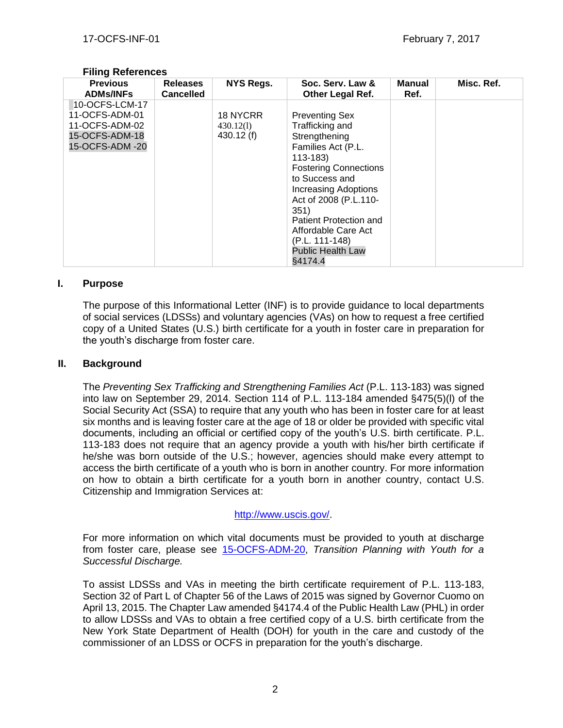**Filing References**

| Previous ADMs/INFs | Releases Cancelled | NYS Regs. | Soc. Serv. Law & Other Legal Ref. | Manual Ref. | Misc. Ref. |
|---|---|---|---|---|---|
| 10-OCFS-LCM-17<br>11-OCFS-ADM-01<br>11-OCFS-ADM-02<br>15-OCFS-ADM-18<br>15-OCFS-ADM -20 | | 18 NYCRR<br>430.12(l)<br>430.12 (f) | Preventing Sex Trafficking and Strengthening Families Act (P.L. 113-183)<br>Fostering Connections to Success and Increasing Adoptions Act of 2008 (P.L.110-351)<br>Patient Protection and Affordable Care Act (P.L. 111-148)<br>Public Health Law §4174.4 | | |

## I. Purpose

The purpose of this Informational Letter (INF) is to provide guidance to local departments of social services (LDSSs) and voluntary agencies (VAs) on how to request a free certified copy of a United States (U.S.) birth certificate for a youth in foster care in preparation for the youth's discharge from foster care.

## II. Background

The *Preventing Sex Trafficking and Strengthening Families Act* (P.L. 113-183) was signed into law on September 29, 2014. Section 114 of P.L. 113-184 amended §475(5)(l) of the Social Security Act (SSA) to require that any youth who has been in foster care for at least six months and is leaving foster care at the age of 18 or older be provided with specific vital documents, including an official or certified copy of the youth's U.S. birth certificate. P.L. 113-183 does not require that an agency provide a youth with his/her birth certificate if he/she was born outside of the U.S.; however, agencies should make every attempt to access the birth certificate of a youth who is born in another country. For more information on how to obtain a birth certificate for a youth born in another country, contact U.S. Citizenship and Immigration Services at:

http://www.uscis.gov/.

For more information on which vital documents must be provided to youth at discharge from foster care, please see 15-OCFS-ADM-20, *Transition Planning with Youth for a Successful Discharge.*

To assist LDSSs and VAs in meeting the birth certificate requirement of P.L. 113-183, Section 32 of Part L of Chapter 56 of the Laws of 2015 was signed by Governor Cuomo on April 13, 2015. The Chapter Law amended §4174.4 of the Public Health Law (PHL) in order to allow LDSSs and VAs to obtain a free certified copy of a U.S. birth certificate from the New York State Department of Health (DOH) for youth in the care and custody of the commissioner of an LDSS or OCFS in preparation for the youth's discharge.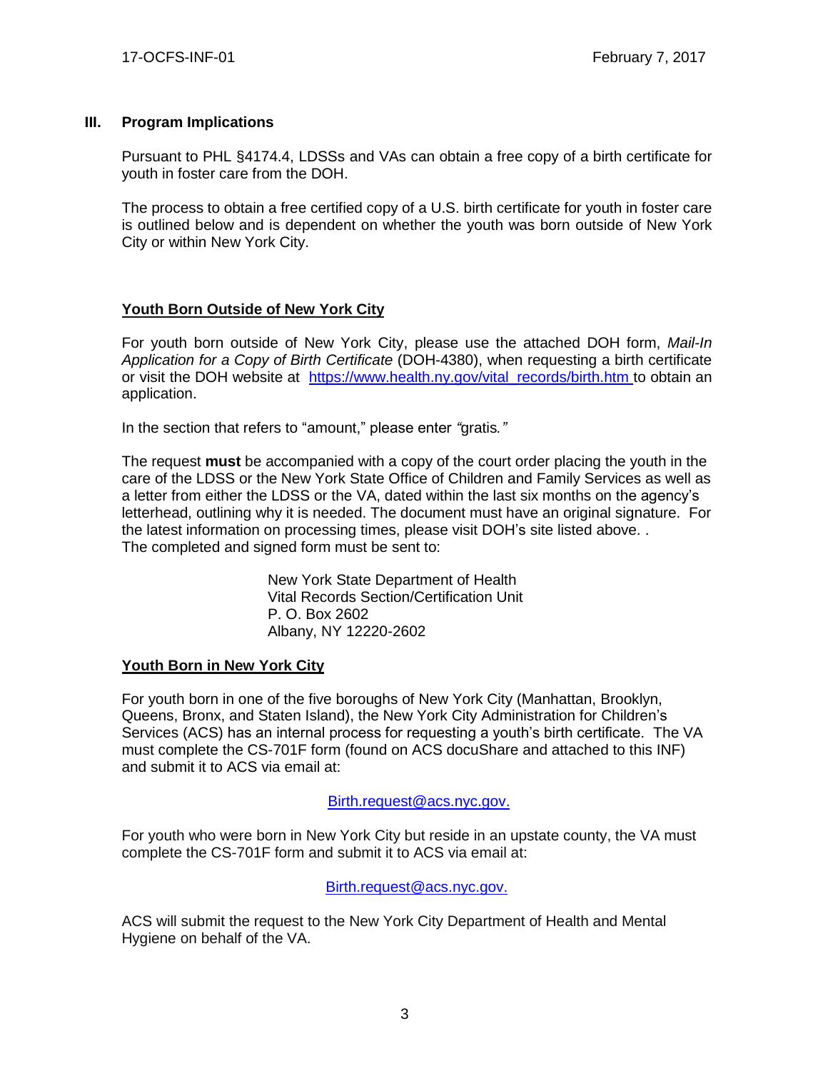## III. Program Implications

Pursuant to PHL §4174.4, LDSSs and VAs can obtain a free copy of a birth certificate for youth in foster care from the DOH.

The process to obtain a free certified copy of a U.S. birth certificate for youth in foster care is outlined below and is dependent on whether the youth was born outside of New York City or within New York City.

### Youth Born Outside of New York City

For youth born outside of New York City, please use the attached DOH form, *Mail-In Application for a Copy of Birth Certificate* (DOH-4380), when requesting a birth certificate or visit the DOH website at [https://www.health.ny.gov/vital_records/birth.htm](https://www.health.ny.gov/vital_records/birth.htm) to obtain an application.

In the section that refers to "amount," please enter *"*gratis*."*

The request **must** be accompanied with a copy of the court order placing the youth in the care of the LDSS or the New York State Office of Children and Family Services as well as a letter from either the LDSS or the VA, dated within the last six months on the agency's letterhead, outlining why it is needed. The document must have an original signature. For the latest information on processing times, please visit DOH's site listed above. .
The completed and signed form must be sent to:

New York State Department of Health
Vital Records Section/Certification Unit
P. O. Box 2602
Albany, NY 12220-2602

### Youth Born in New York City

For youth born in one of the five boroughs of New York City (Manhattan, Brooklyn, Queens, Bronx, and Staten Island), the New York City Administration for Children's Services (ACS) has an internal process for requesting a youth's birth certificate. The VA must complete the CS-701F form (found on ACS docuShare and attached to this INF) and submit it to ACS via email at:

[Birth.request@acs.nyc.gov.](mailto:Birth.request@acs.nyc.gov)

For youth who were born in New York City but reside in an upstate county, the VA must complete the CS-701F form and submit it to ACS via email at:

[Birth.request@acs.nyc.gov.](mailto:Birth.request@acs.nyc.gov)

ACS will submit the request to the New York City Department of Health and Mental Hygiene on behalf of the VA.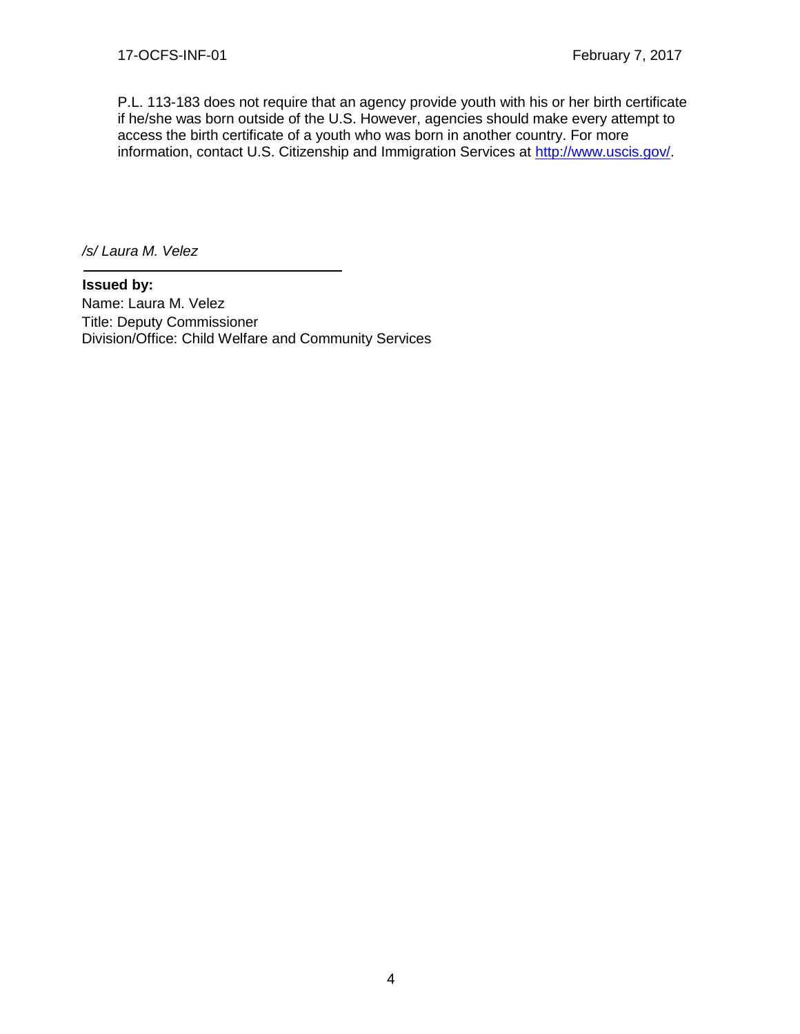P.L. 113-183 does not require that an agency provide youth with his or her birth certificate if he/she was born outside of the U.S. However, agencies should make every attempt to access the birth certificate of a youth who was born in another country. For more information, contact U.S. Citizenship and Immigration Services at [http://www.uscis.gov/](http://www.uscis.gov/).

*/s/ Laura M. Velez*

**Issued by:**
Name: Laura M. Velez
Title: Deputy Commissioner
Division/Office: Child Welfare and Community Services